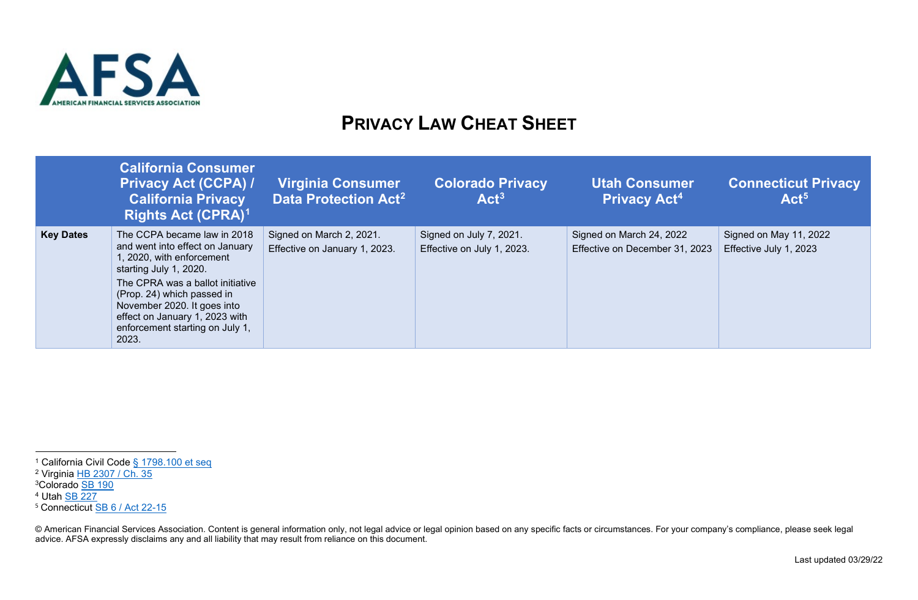# PRIVACY LAW CHEAT SHEET

| | California Consumer Privacy Act (CCPA) / California Privacy Rights Act (CPRA)[1] | Virginia Consumer Data Protection Act[2] | Colorado Privacy Act[3] | Utah Consumer Privacy Act[4] | Connecticut Privacy Act[5] |
|---|---|---|---|---|---|
| **Key Dates** | The CCPA became law in 2018 and went into effect on January 1, 2020, with enforcement starting July 1, 2020.<br>The CPRA was a ballot initiative (Prop. 24) which passed in November 2020. It goes into effect on January 1, 2023 with enforcement starting on July 1, 2023. | Signed on March 2, 2021.<br>Effective on January 1, 2023. | Signed on July 7, 2021.<br>Effective on July 1, 2023. | Signed on March 24, 2022<br>Effective on December 31, 2023 | Signed on May 11, 2022<br>Effective July 1, 2023 |

[1] California Civil Code § 1798.100 et seq

[2] Virginia HB 2307 / Ch. 35

[3] Colorado SB 190

[4] Utah SB 227

[5] Connecticut SB 6 / Act 22-15

© American Financial Services Association. Content is general information only, not legal advice or legal opinion based on any specific facts or circumstances. For your company's compliance, please seek legal advice. AFSA expressly disclaims any and all liability that may result from reliance on this document.

Last updated 03/29/22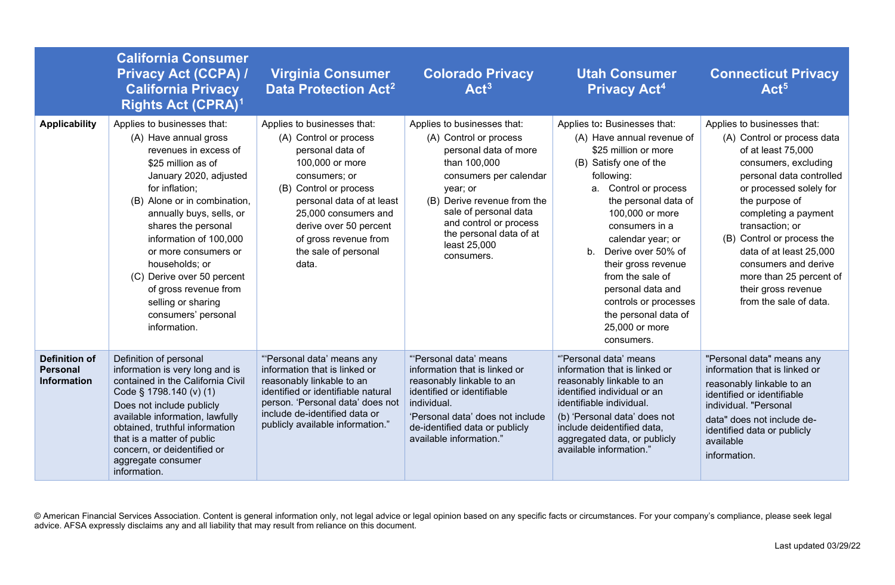| | California Consumer Privacy Act (CCPA) / California Privacy Rights Act (CPRA)[1] | Virginia Consumer Data Protection Act[2] | Colorado Privacy Act[3] | Utah Consumer Privacy Act[4] | Connecticut Privacy Act[5] |
|---|---|---|---|---|---|
| **Applicability** | Applies to businesses that: (A) Have annual gross revenues in excess of $25 million as of January 2020, adjusted for inflation; (B) Alone or in combination, annually buys, sells, or shares the personal information of 100,000 or more consumers or households; or (C) Derive over 50 percent of gross revenue from selling or sharing consumers' personal information. | Applies to businesses that: (A) Control or process personal data of 100,000 or more consumers; or (B) Control or process personal data of at least 25,000 consumers and derive over 50 percent of gross revenue from the sale of personal data. | Applies to businesses that: (A) Control or process personal data of more than 100,000 consumers per calendar year; or (B) Derive revenue from the sale of personal data and control or process the personal data of at least 25,000 consumers. | Applies to: Businesses that: (A) Have annual revenue of $25 million or more (B) Satisfy one of the following: a. Control or process the personal data of 100,000 or more consumers in a calendar year; or b. Derive over 50% of their gross revenue from the sale of personal data and controls or processes the personal data of 25,000 or more consumers. | Applies to businesses that: (A) Control or process data of at least 75,000 consumers, excluding personal data controlled or processed solely for the purpose of completing a payment transaction; or (B) Control or process the data of at least 25,000 consumers and derive more than 25 percent of their gross revenue from the sale of data. |
| **Definition of Personal Information** | Definition of personal information is very long and is contained in the California Civil Code § 1798.140 (v) (1) Does not include publicly available information, lawfully obtained, truthful information that is a matter of public concern, or deidentified or aggregate consumer information. | "'Personal data' means any information that is linked or reasonably linkable to an identified or identifiable natural person. 'Personal data' does not include de-identified data or publicly available information." | "'Personal data' means information that is linked or reasonably linkable to an identified or identifiable individual. 'Personal data' does not include de-identified data or publicly available information." | "'Personal data' means information that is linked or reasonably linkable to an identified individual or an identifiable individual. (b) 'Personal data' does not include deidentified data, aggregated data, or publicly available information." | "Personal data" means any information that is linked or reasonably linkable to an identified or identifiable individual. "Personal data" does not include de-identified data or publicly available information. |

© American Financial Services Association. Content is general information only, not legal advice or legal opinion based on any specific facts or circumstances. For your company's compliance, please seek legal advice. AFSA expressly disclaims any and all liability that may result from reliance on this document.

Last updated 03/29/22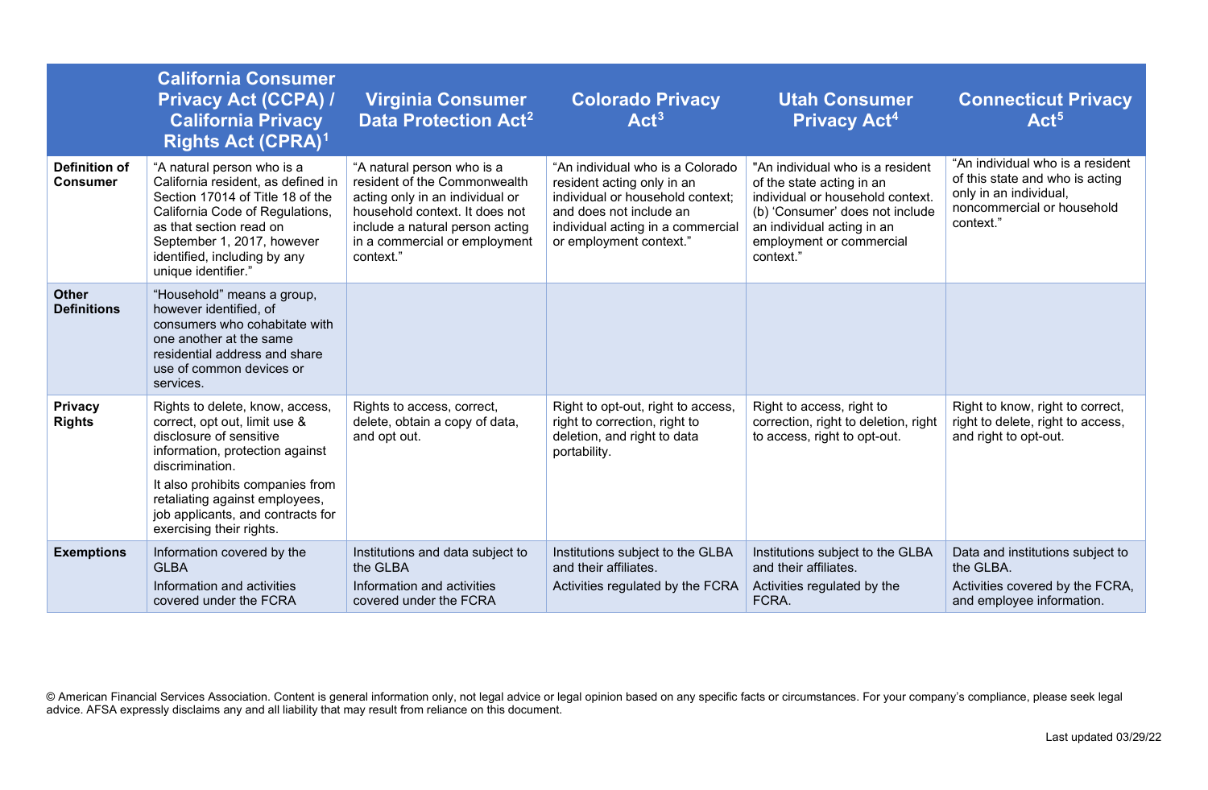| | California Consumer Privacy Act (CCPA) / California Privacy Rights Act (CPRA)[1] | Virginia Consumer Data Protection Act[2] | Colorado Privacy Act[3] | Utah Consumer Privacy Act[4] | Connecticut Privacy Act[5] |
|---|---|---|---|---|---|
| **Definition of Consumer** | "A natural person who is a California resident, as defined in Section 17014 of Title 18 of the California Code of Regulations, as that section read on September 1, 2017, however identified, including by any unique identifier." | "A natural person who is a resident of the Commonwealth acting only in an individual or household context. It does not include a natural person acting in a commercial or employment context." | "An individual who is a Colorado resident acting only in an individual or household context; and does not include an individual acting in a commercial or employment context." | "An individual who is a resident of the state acting in an individual or household context. (b) 'Consumer' does not include an individual acting in an employment or commercial context." | "An individual who is a resident of this state and who is acting only in an individual, noncommercial or household context." |
| **Other Definitions** | "Household" means a group, however identified, of consumers who cohabitate with one another at the same residential address and share use of common devices or services. | | | | |
| **Privacy Rights** | Rights to delete, know, access, correct, opt out, limit use & disclosure of sensitive information, protection against discrimination.<br><br>It also prohibits companies from retaliating against employees, job applicants, and contracts for exercising their rights. | Rights to access, correct, delete, obtain a copy of data, and opt out. | Right to opt-out, right to access, right to correction, right to deletion, and right to data portability. | Right to access, right to correction, right to deletion, right to access, right to opt-out. | Right to know, right to correct, right to delete, right to access, and right to opt-out. |
| **Exemptions** | Information covered by the GLBA<br><br>Information and activities covered under the FCRA | Institutions and data subject to the GLBA<br><br>Information and activities covered under the FCRA | Institutions subject to the GLBA and their affiliates.<br><br>Activities regulated by the FCRA | Institutions subject to the GLBA and their affiliates.<br><br>Activities regulated by the FCRA. | Data and institutions subject to the GLBA.<br><br>Activities covered by the FCRA, and employee information. |

© American Financial Services Association. Content is general information only, not legal advice or legal opinion based on any specific facts or circumstances. For your company's compliance, please seek legal advice. AFSA expressly disclaims any and all liability that may result from reliance on this document.

Last updated 03/29/22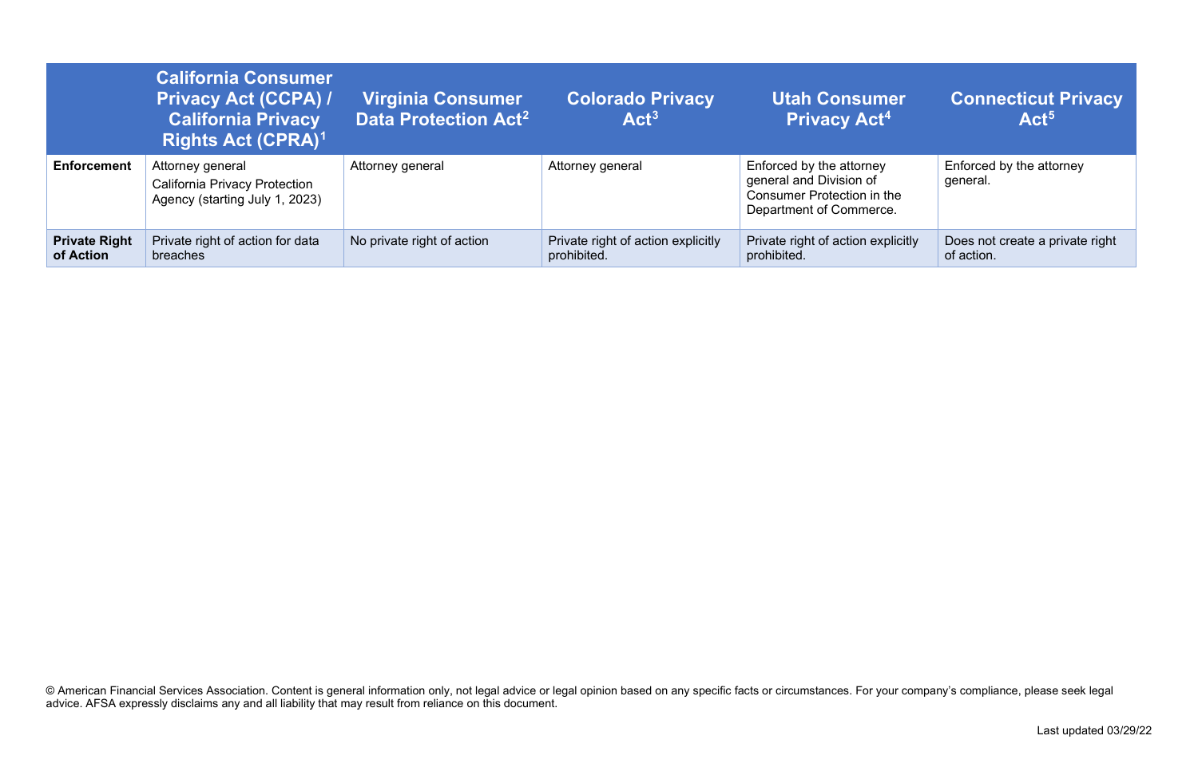| | California Consumer Privacy Act (CCPA) / California Privacy Rights Act (CPRA)[1] | Virginia Consumer Data Protection Act[2] | Colorado Privacy Act[3] | Utah Consumer Privacy Act[4] | Connecticut Privacy Act[5] |
|---|---|---|---|---|---|
| **Enforcement** | Attorney general<br>California Privacy Protection Agency (starting July 1, 2023) | Attorney general | Attorney general | Enforced by the attorney general and Division of Consumer Protection in the Department of Commerce. | Enforced by the attorney general. |
| **Private Right of Action** | Private right of action for data breaches | No private right of action | Private right of action explicitly prohibited. | Private right of action explicitly prohibited. | Does not create a private right of action. |

© American Financial Services Association. Content is general information only, not legal advice or legal opinion based on any specific facts or circumstances. For your company's compliance, please seek legal advice. AFSA expressly disclaims any and all liability that may result from reliance on this document.

Last updated 03/29/22